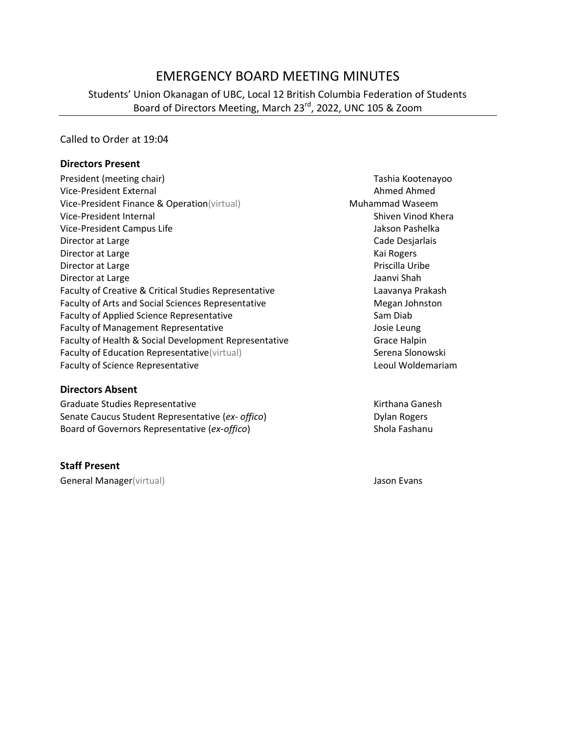# EMERGENCY BOARD MEETING MINUTES

Students' Union Okanagan of UBC, Local 12 British Columbia Federation of Students
Board of Directors Meeting, March 23rd, 2022, UNC 105 & Zoom

---

Called to Order at 19:04

### Directors Present

| | |
|---|---|
| President (meeting chair) | Tashia Kootenayoo |
| Vice-President External | Ahmed Ahmed |
| Vice-President Finance & Operation(virtual) | Muhammad Waseem |
| Vice-President Internal | Shiven Vinod Khera |
| Vice-President Campus Life | Jakson Pashelka |
| Director at Large | Cade Desjarlais |
| Director at Large | Kai Rogers |
| Director at Large | Priscilla Uribe |
| Director at Large | Jaanvi Shah |
| Faculty of Creative & Critical Studies Representative | Laavanya Prakash |
| Faculty of Arts and Social Sciences Representative | Megan Johnston |
| Faculty of Applied Science Representative | Sam Diab |
| Faculty of Management Representative | Josie Leung |
| Faculty of Health & Social Development Representative | Grace Halpin |
| Faculty of Education Representative(virtual) | Serena Slonowski |
| Faculty of Science Representative | Leoul Woldemariam |

### Directors Absent

| | |
|---|---|
| Graduate Studies Representative | Kirthana Ganesh |
| Senate Caucus Student Representative (*ex- offico*) | Dylan Rogers |
| Board of Governors Representative (*ex-offico*) | Shola Fashanu |

### Staff Present

| | |
|---|---|
| General Manager(virtual) | Jason Evans |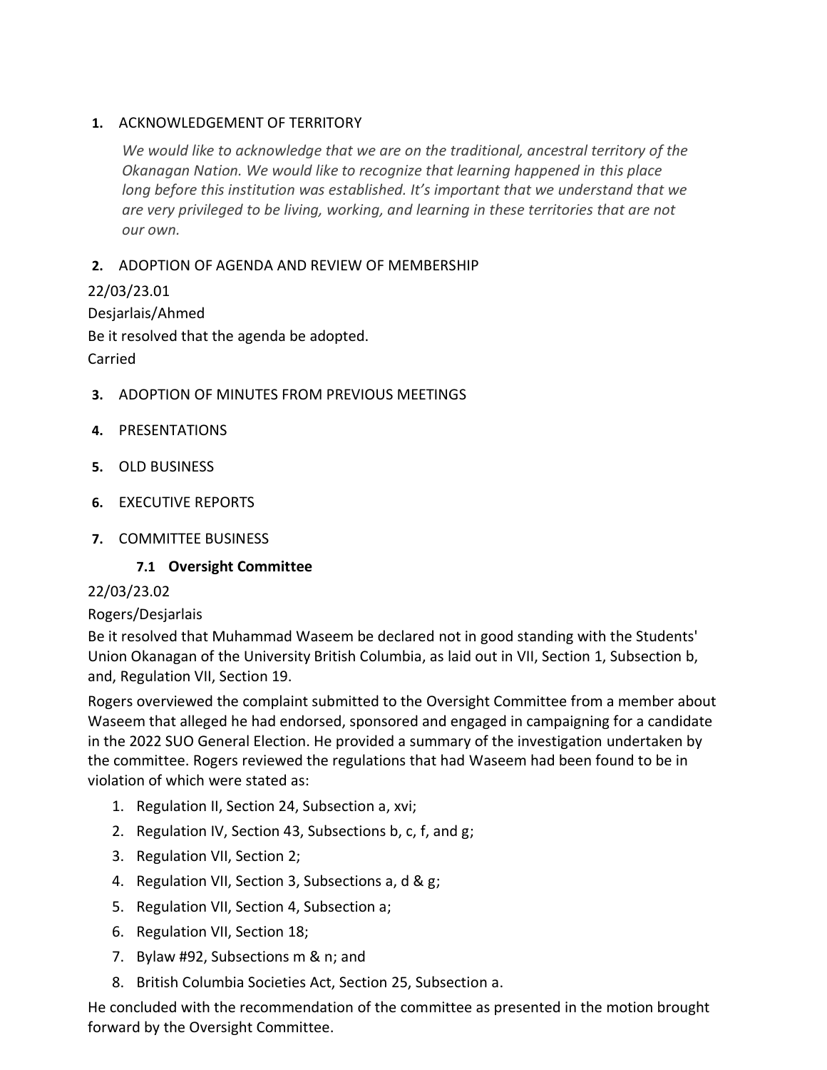1. ACKNOWLEDGEMENT OF TERRITORY

   *We would like to acknowledge that we are on the traditional, ancestral territory of the Okanagan Nation. We would like to recognize that learning happened in this place long before this institution was established. It's important that we understand that we are very privileged to be living, working, and learning in these territories that are not our own.*

2. ADOPTION OF AGENDA AND REVIEW OF MEMBERSHIP

22/03/23.01

Desjarlais/Ahmed

Be it resolved that the agenda be adopted.

Carried

3. ADOPTION OF MINUTES FROM PREVIOUS MEETINGS

4. PRESENTATIONS

5. OLD BUSINESS

6. EXECUTIVE REPORTS

7. COMMITTEE BUSINESS

   **7.1 Oversight Committee**

22/03/23.02

Rogers/Desjarlais

Be it resolved that Muhammad Waseem be declared not in good standing with the Students' Union Okanagan of the University British Columbia, as laid out in VII, Section 1, Subsection b, and, Regulation VII, Section 19.

Rogers overviewed the complaint submitted to the Oversight Committee from a member about Waseem that alleged he had endorsed, sponsored and engaged in campaigning for a candidate in the 2022 SUO General Election. He provided a summary of the investigation undertaken by the committee. Rogers reviewed the regulations that had Waseem had been found to be in violation of which were stated as:

1. Regulation II, Section 24, Subsection a, xvi;
2. Regulation IV, Section 43, Subsections b, c, f, and g;
3. Regulation VII, Section 2;
4. Regulation VII, Section 3, Subsections a, d & g;
5. Regulation VII, Section 4, Subsection a;
6. Regulation VII, Section 18;
7. Bylaw #92, Subsections m & n; and
8. British Columbia Societies Act, Section 25, Subsection a.

He concluded with the recommendation of the committee as presented in the motion brought forward by the Oversight Committee.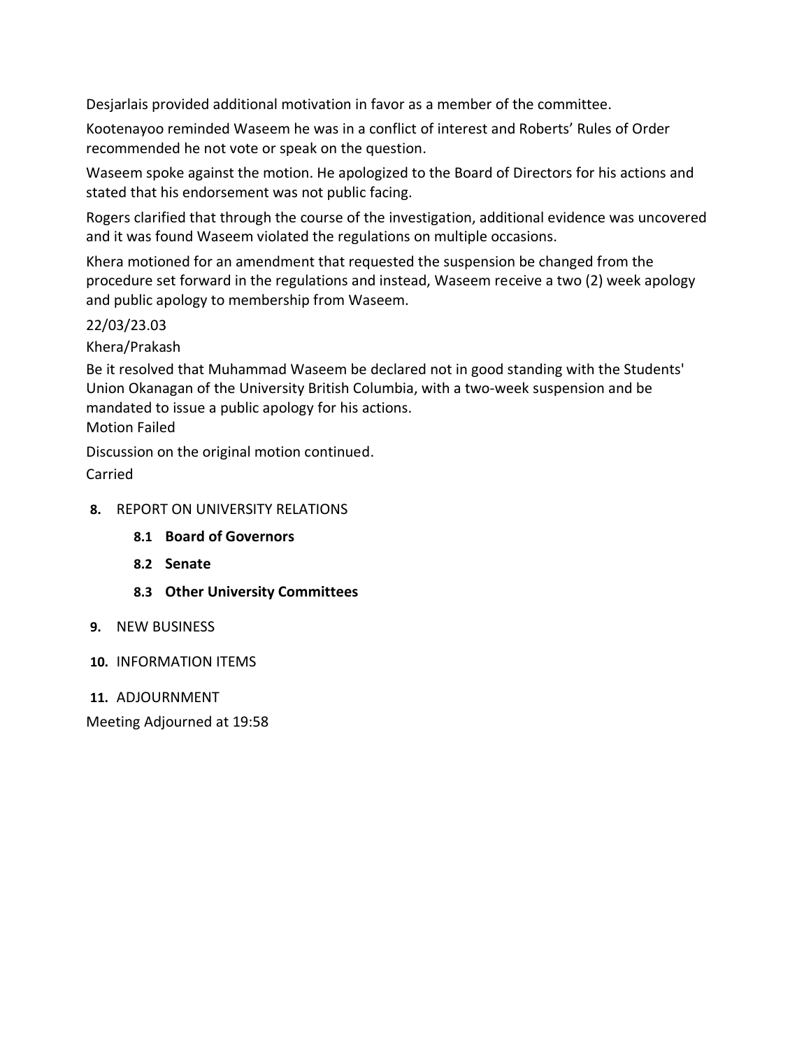Desjarlais provided additional motivation in favor as a member of the committee.

Kootenayoo reminded Waseem he was in a conflict of interest and Roberts' Rules of Order recommended he not vote or speak on the question.

Waseem spoke against the motion. He apologized to the Board of Directors for his actions and stated that his endorsement was not public facing.

Rogers clarified that through the course of the investigation, additional evidence was uncovered and it was found Waseem violated the regulations on multiple occasions.

Khera motioned for an amendment that requested the suspension be changed from the procedure set forward in the regulations and instead, Waseem receive a two (2) week apology and public apology to membership from Waseem.

22/03/23.03

Khera/Prakash

Be it resolved that Muhammad Waseem be declared not in good standing with the Students' Union Okanagan of the University British Columbia, with a two-week suspension and be mandated to issue a public apology for his actions.
Motion Failed

Discussion on the original motion continued.

Carried

**8.** REPORT ON UNIVERSITY RELATIONS

- **8.1 Board of Governors**
- **8.2 Senate**
- **8.3 Other University Committees**

**9.** NEW BUSINESS

**10.** INFORMATION ITEMS

**11.** ADJOURNMENT

Meeting Adjourned at 19:58